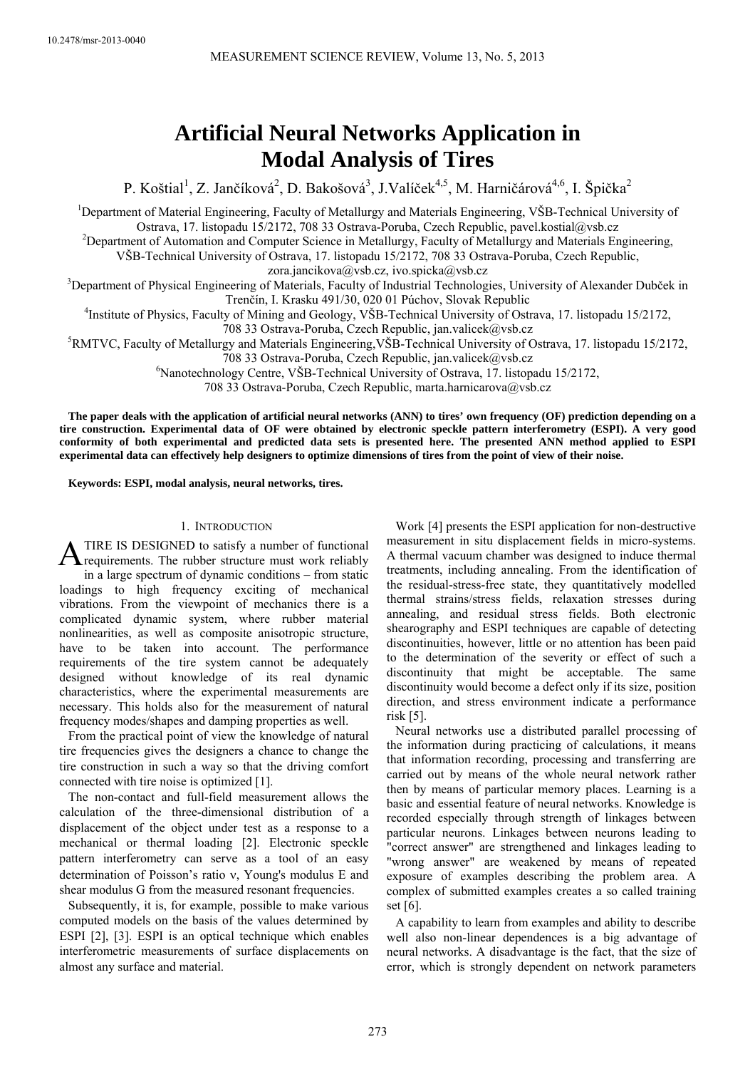# Artificial Neural Networks Application in Modal Analysis of Tires

P. Koštial[1], Z. Jančíková[2], D. Bakošová[3], J.Valíček[4,5], M. Harničárová[4,6], I. Špička[2]

[1]Department of Material Engineering, Faculty of Metallurgy and Materials Engineering, VŠB-Technical University of Ostrava, 17. listopadu 15/2172, 708 33 Ostrava-Poruba, Czech Republic, pavel.kostial@vsb.cz

[2]Department of Automation and Computer Science in Metallurgy, Faculty of Metallurgy and Materials Engineering, VŠB-Technical University of Ostrava, 17. listopadu 15/2172, 708 33 Ostrava-Poruba, Czech Republic, zora.jancikova@vsb.cz, ivo.spicka@vsb.cz

[3]Department of Physical Engineering of Materials, Faculty of Industrial Technologies, University of Alexander Dubček in Trenčín, I. Krasku 491/30, 020 01 Púchov, Slovak Republic

[4]Institute of Physics, Faculty of Mining and Geology, VŠB-Technical University of Ostrava, 17. listopadu 15/2172, 708 33 Ostrava-Poruba, Czech Republic, jan.valicek@vsb.cz

[5]RMTVC, Faculty of Metallurgy and Materials Engineering,VŠB-Technical University of Ostrava, 17. listopadu 15/2172, 708 33 Ostrava-Poruba, Czech Republic, jan.valicek@vsb.cz

[6]Nanotechnology Centre, VŠB-Technical University of Ostrava, 17. listopadu 15/2172, 708 33 Ostrava-Poruba, Czech Republic, marta.harnicarova@vsb.cz

**The paper deals with the application of artificial neural networks (ANN) to tires' own frequency (OF) prediction depending on a tire construction. Experimental data of OF were obtained by electronic speckle pattern interferometry (ESPI). A very good conformity of both experimental and predicted data sets is presented here. The presented ANN method applied to ESPI experimental data can effectively help designers to optimize dimensions of tires from the point of view of their noise.**

**Keywords: ESPI, modal analysis, neural networks, tires.**

## 1. Introduction

A TIRE IS DESIGNED to satisfy a number of functional requirements. The rubber structure must work reliably in a large spectrum of dynamic conditions – from static loadings to high frequency exciting of mechanical vibrations. From the viewpoint of mechanics there is a complicated dynamic system, where rubber material nonlinearities, as well as composite anisotropic structure, have to be taken into account. The performance requirements of the tire system cannot be adequately designed without knowledge of its real dynamic characteristics, where the experimental measurements are necessary. This holds also for the measurement of natural frequency modes/shapes and damping properties as well.

From the practical point of view the knowledge of natural tire frequencies gives the designers a chance to change the tire construction in such a way so that the driving comfort connected with tire noise is optimized [1].

The non-contact and full-field measurement allows the calculation of the three-dimensional distribution of a displacement of the object under test as a response to a mechanical or thermal loading [2]. Electronic speckle pattern interferometry can serve as a tool of an easy determination of Poisson's ratio ν, Young's modulus E and shear modulus G from the measured resonant frequencies.

Subsequently, it is, for example, possible to make various computed models on the basis of the values determined by ESPI [2], [3]. ESPI is an optical technique which enables interferometric measurements of surface displacements on almost any surface and material.

Work [4] presents the ESPI application for non-destructive measurement in situ displacement fields in micro-systems. A thermal vacuum chamber was designed to induce thermal treatments, including annealing. From the identification of the residual-stress-free state, they quantitatively modelled thermal strains/stress fields, relaxation stresses during annealing, and residual stress fields. Both electronic shearography and ESPI techniques are capable of detecting discontinuities, however, little or no attention has been paid to the determination of the severity or effect of such a discontinuity that might be acceptable. The same discontinuity would become a defect only if its size, position direction, and stress environment indicate a performance risk [5].

Neural networks use a distributed parallel processing of the information during practicing of calculations, it means that information recording, processing and transferring are carried out by means of the whole neural network rather then by means of particular memory places. Learning is a basic and essential feature of neural networks. Knowledge is recorded especially through strength of linkages between particular neurons. Linkages between neurons leading to "correct answer" are strengthened and linkages leading to "wrong answer" are weakened by means of repeated exposure of examples describing the problem area. A complex of submitted examples creates a so called training set [6].

A capability to learn from examples and ability to describe well also non-linear dependences is a big advantage of neural networks. A disadvantage is the fact, that the size of error, which is strongly dependent on network parameters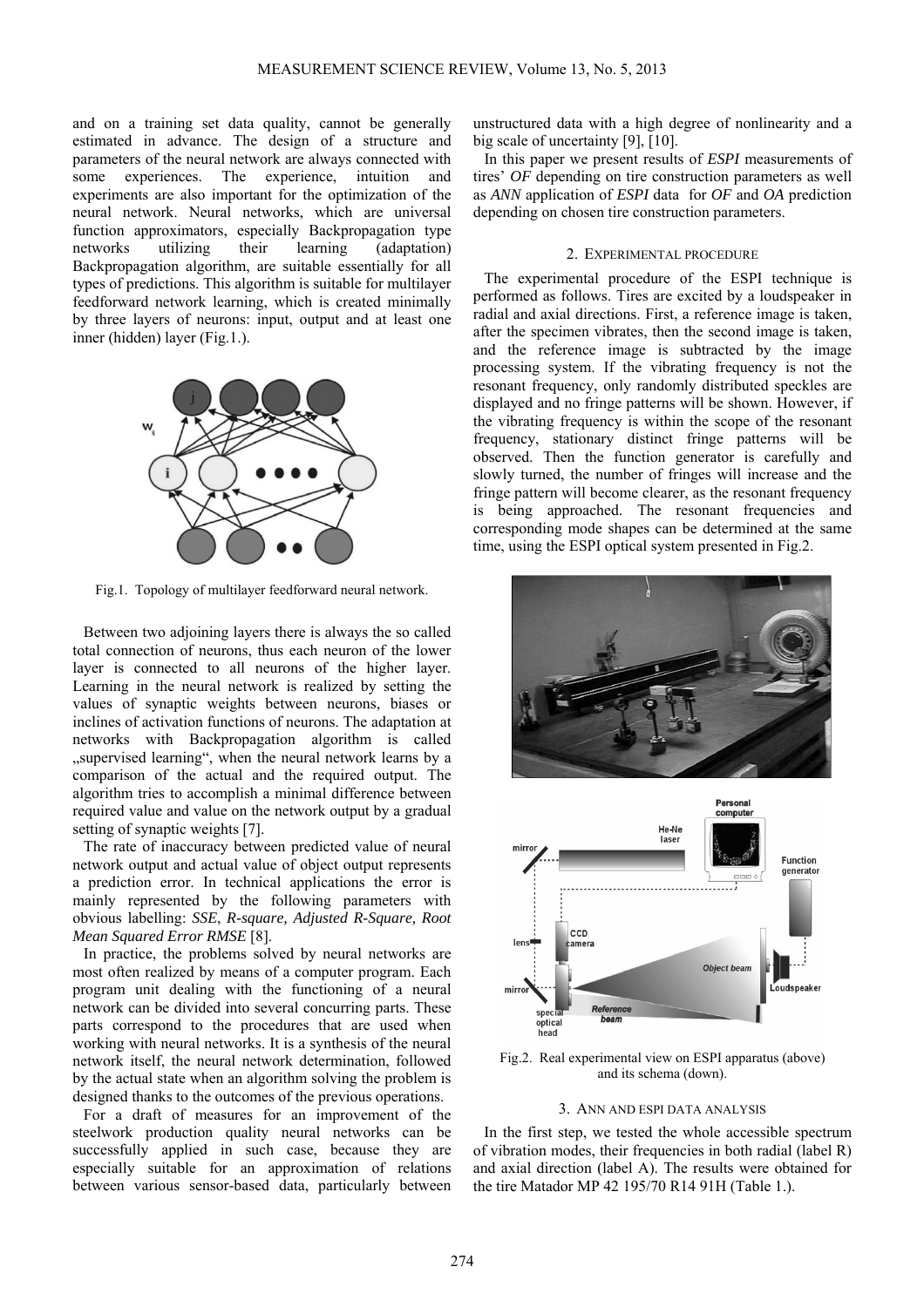and on a training set data quality, cannot be generally estimated in advance. The design of a structure and parameters of the neural network are always connected with some experiences. The experience, intuition and experiments are also important for the optimization of the neural network. Neural networks, which are universal function approximators, especially Backpropagation type networks utilizing their learning (adaptation) Backpropagation algorithm, are suitable essentially for all types of predictions. This algorithm is suitable for multilayer feedforward network learning, which is created minimally by three layers of neurons: input, output and at least one inner (hidden) layer (Fig.1.).

Fig.1. Topology of multilayer feedforward neural network.

Between two adjoining layers there is always the so called total connection of neurons, thus each neuron of the lower layer is connected to all neurons of the higher layer. Learning in the neural network is realized by setting the values of synaptic weights between neurons, biases or inclines of activation functions of neurons. The adaptation at networks with Backpropagation algorithm is called „supervised learning", when the neural network learns by a comparison of the actual and the required output. The algorithm tries to accomplish a minimal difference between required value and value on the network output by a gradual setting of synaptic weights [7].

The rate of inaccuracy between predicted value of neural network output and actual value of object output represents a prediction error. In technical applications the error is mainly represented by the following parameters with obvious labelling: *SSE*, *R-square, Adjusted R-Square, Root Mean Squared Error RMSE* [8].

In practice, the problems solved by neural networks are most often realized by means of a computer program. Each program unit dealing with the functioning of a neural network can be divided into several concurring parts. These parts correspond to the procedures that are used when working with neural networks. It is a synthesis of the neural network itself, the neural network determination, followed by the actual state when an algorithm solving the problem is designed thanks to the outcomes of the previous operations.

For a draft of measures for an improvement of the steelwork production quality neural networks can be successfully applied in such case, because they are especially suitable for an approximation of relations between various sensor-based data, particularly between unstructured data with a high degree of nonlinearity and a big scale of uncertainty [9], [10].

In this paper we present results of *ESPI* measurements of tires' *OF* depending on tire construction parameters as well as *ANN* application of *ESPI* data for *OF* and *OA* prediction depending on chosen tire construction parameters.

## 2. Experimental procedure

The experimental procedure of the ESPI technique is performed as follows. Tires are excited by a loudspeaker in radial and axial directions. First, a reference image is taken, after the specimen vibrates, then the second image is taken, and the reference image is subtracted by the image processing system. If the vibrating frequency is not the resonant frequency, only randomly distributed speckles are displayed and no fringe patterns will be shown. However, if the vibrating frequency is within the scope of the resonant frequency, stationary distinct fringe patterns will be observed. Then the function generator is carefully and slowly turned, the number of fringes will increase and the fringe pattern will become clearer, as the resonant frequency is being approached. The resonant frequencies and corresponding mode shapes can be determined at the same time, using the ESPI optical system presented in Fig.2.

Fig.2. Real experimental view on ESPI apparatus (above) and its schema (down).

## 3. ANN and ESPI data analysis

In the first step, we tested the whole accessible spectrum of vibration modes, their frequencies in both radial (label R) and axial direction (label A). The results were obtained for the tire Matador MP 42 195/70 R14 91H (Table 1.).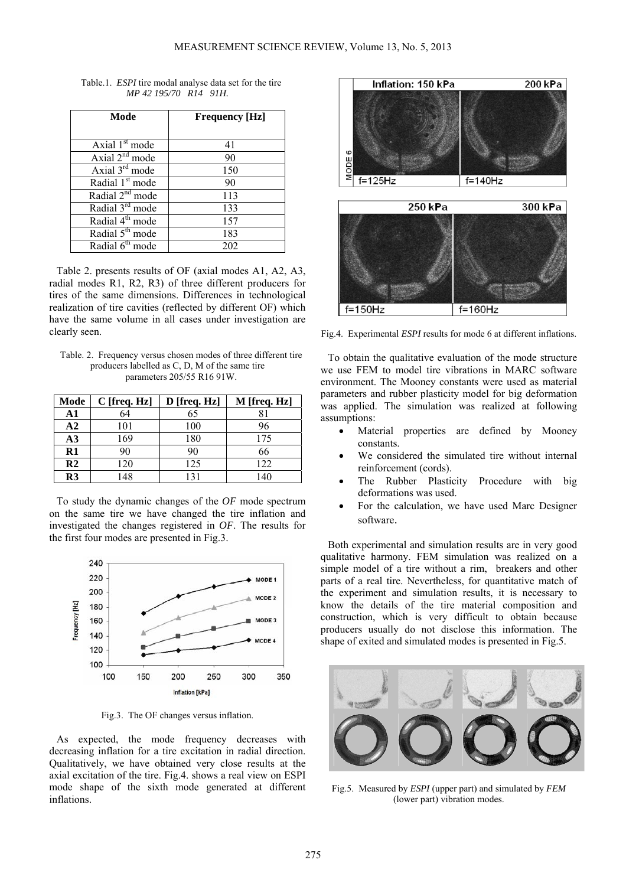Table.1. *ESPI* tire modal analyse data set for the tire *MP 42 195/70 R14 91H.*

| Mode | Frequency [Hz] |
|---|---|
| Axial 1st mode | 41 |
| Axial 2nd mode | 90 |
| Axial 3rd mode | 150 |
| Radial 1st mode | 90 |
| Radial 2nd mode | 113 |
| Radial 3rd mode | 133 |
| Radial 4th mode | 157 |
| Radial 5th mode | 183 |
| Radial 6th mode | 202 |

Table 2. presents results of OF (axial modes A1, A2, A3, radial modes R1, R2, R3) of three different producers for tires of the same dimensions. Differences in technological realization of tire cavities (reflected by different OF) which have the same volume in all cases under investigation are clearly seen.

Table. 2. Frequency versus chosen modes of three different tire producers labelled as C, D, M of the same tire parameters 205/55 R16 91W.

| Mode | C [freq. Hz] | D [freq. Hz] | M [freq. Hz] |
|---|---|---|---|
| **A1** | 64 | 65 | 81 |
| **A2** | 101 | 100 | 96 |
| **A3** | 169 | 180 | 175 |
| **R1** | 90 | 90 | 66 |
| **R2** | 120 | 125 | 122 |
| **R3** | 148 | 131 | 140 |

To study the dynamic changes of the *OF* mode spectrum on the same tire we have changed the tire inflation and investigated the changes registered in *OF*. The results for the first four modes are presented in Fig.3.

Fig.3. The OF changes versus inflation.

As expected, the mode frequency decreases with decreasing inflation for a tire excitation in radial direction. Qualitatively, we have obtained very close results at the axial excitation of the tire. Fig.4. shows a real view on ESPI mode shape of the sixth mode generated at different inflations.

Fig.4. Experimental *ESPI* results for mode 6 at different inflations.

To obtain the qualitative evaluation of the mode structure we use FEM to model tire vibrations in MARC software environment. The Mooney constants were used as material parameters and rubber plasticity model for big deformation was applied. The simulation was realized at following assumptions:

- Material properties are defined by Mooney constants.
- We considered the simulated tire without internal reinforcement (cords).
- The Rubber Plasticity Procedure with big deformations was used.
- For the calculation, we have used Marc Designer software.

Both experimental and simulation results are in very good qualitative harmony. FEM simulation was realized on a simple model of a tire without a rim, breakers and other parts of a real tire. Nevertheless, for quantitative match of the experiment and simulation results, it is necessary to know the details of the tire material composition and construction, which is very difficult to obtain because producers usually do not disclose this information. The shape of exited and simulated modes is presented in Fig.5.

Fig.5. Measured by *ESPI* (upper part) and simulated by *FEM* (lower part) vibration modes.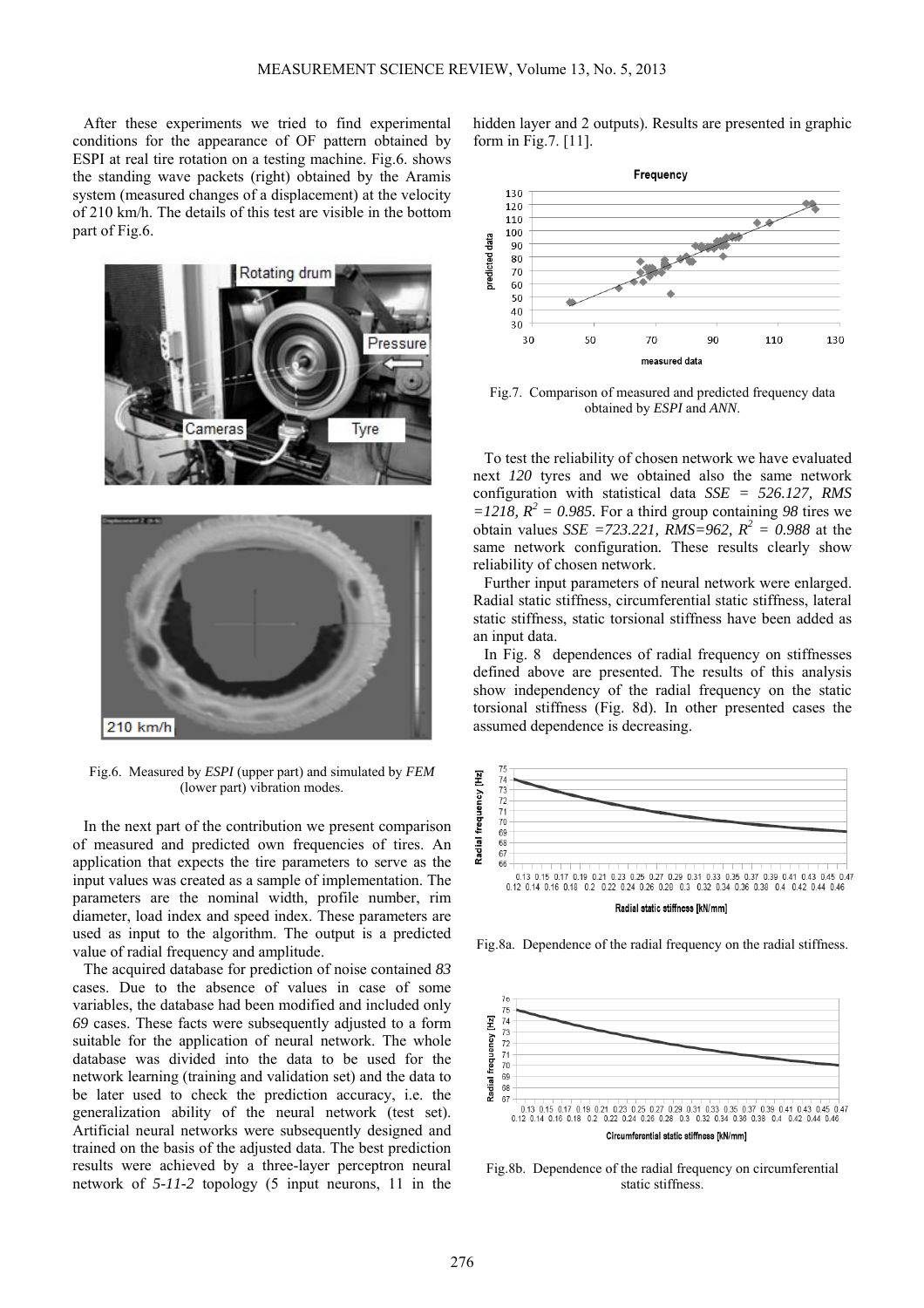After these experiments we tried to find experimental conditions for the appearance of OF pattern obtained by ESPI at real tire rotation on a testing machine. Fig.6. shows the standing wave packets (right) obtained by the Aramis system (measured changes of a displacement) at the velocity of 210 km/h. The details of this test are visible in the bottom part of Fig.6.

Fig.6. Measured by *ESPI* (upper part) and simulated by *FEM* (lower part) vibration modes.

In the next part of the contribution we present comparison of measured and predicted own frequencies of tires. An application that expects the tire parameters to serve as the input values was created as a sample of implementation. The parameters are the nominal width, profile number, rim diameter, load index and speed index. These parameters are used as input to the algorithm. The output is a predicted value of radial frequency and amplitude.

The acquired database for prediction of noise contained *83* cases. Due to the absence of values in case of some variables, the database had been modified and included only *69* cases. These facts were subsequently adjusted to a form suitable for the application of neural network. The whole database was divided into the data to be used for the network learning (training and validation set) and the data to be later used to check the prediction accuracy, i.e. the generalization ability of the neural network (test set). Artificial neural networks were subsequently designed and trained on the basis of the adjusted data. The best prediction results were achieved by a three-layer perceptron neural network of *5-11-2* topology (5 input neurons, 11 in the hidden layer and 2 outputs). Results are presented in graphic form in Fig.7. [11].

Fig.7. Comparison of measured and predicted frequency data obtained by *ESPI* and *ANN*.

To test the reliability of chosen network we have evaluated next *120* tyres and we obtained also the same network configuration with statistical data $SSE = 526.127$, $RMS = 1218$, $R^2 = 0.985$. For a third group containing *98* tires we obtain values $SSE = 723.221$, $RMS = 962$, $R^2 = 0.988$ at the same network configuration. These results clearly show reliability of chosen network.

Further input parameters of neural network were enlarged. Radial static stiffness, circumferential static stiffness, lateral static stiffness, static torsional stiffness have been added as an input data.

In Fig. 8 dependences of radial frequency on stiffnesses defined above are presented. The results of this analysis show independency of the radial frequency on the static torsional stiffness (Fig. 8d). In other presented cases the assumed dependence is decreasing.

Fig.8a. Dependence of the radial frequency on the radial stiffness.

Fig.8b. Dependence of the radial frequency on circumferential static stiffness.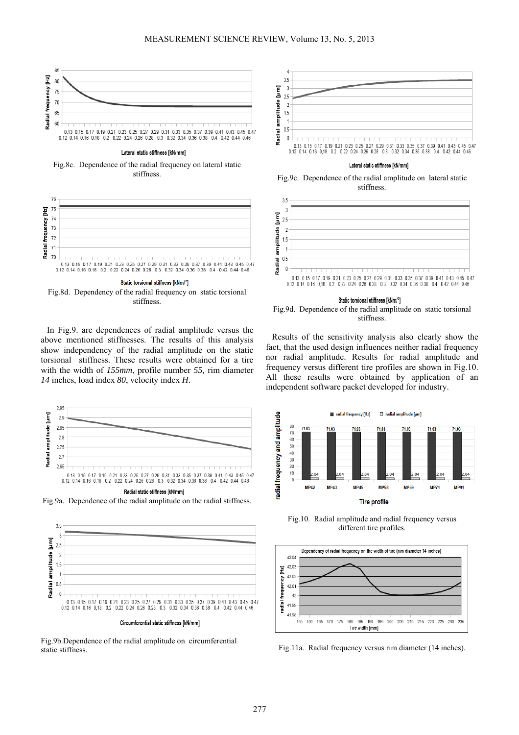Fig.8c. Dependence of the radial frequency on lateral static stiffness.

Fig.8d. Dependency of the radial frequency on static torsional stiffness.

In Fig.9. are dependences of radial amplitude versus the above mentioned stiffnesses. The results of this analysis show independency of the radial amplitude on the static torsional stiffness. These results were obtained for a tire with the width of *155mm*, profile number *55,* rim diameter *14* inches, load index *80*, velocity index *H*.

Fig.9a. Dependence of the radial amplitude on the radial stiffness.

Fig.9b. Dependence of the radial amplitude on circumferential static stiffness.

Fig.9c. Dependence of the radial amplitude on lateral static stiffness.

Fig.9d. Dependence of the radial amplitude on static torsional stiffness.

Results of the sensitivity analysis also clearly show the fact, that the used design influences neither radial frequency nor radial amplitude. Results for radial amplitude and frequency versus different tire profiles are shown in Fig.10. All these results were obtained by application of an independent software packet developed for industry.

Fig.10. Radial amplitude and radial frequency versus different tire profiles.

Fig.11a. Radial frequency versus rim diameter (14 inches).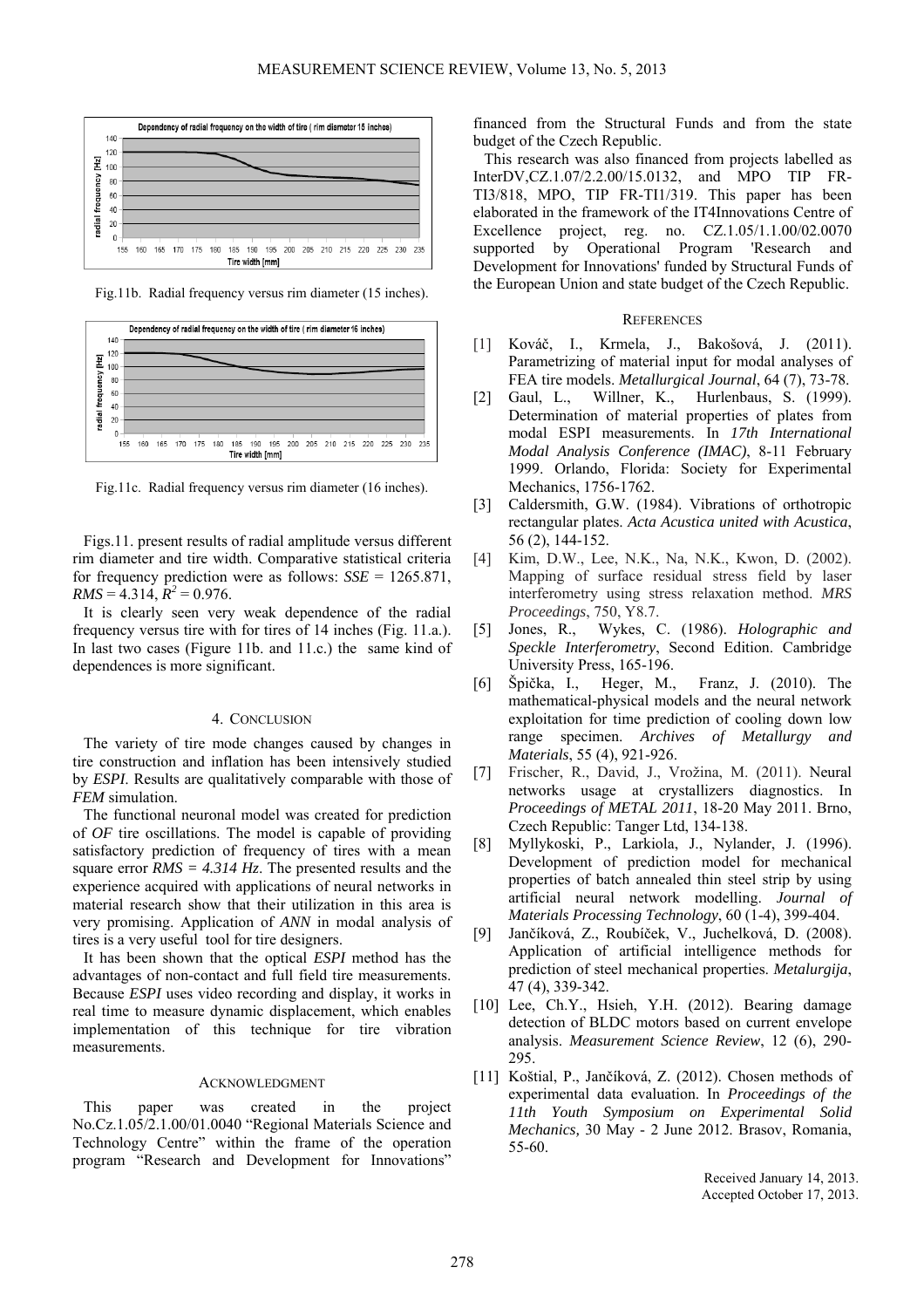Dependency of radial frequency on the width of tire ( rim diameter 15 inches)

140
120
100
80
60
40
20
0

radial frequency [Hz]

155 160 165 170 175 180 185 190 195 200 205 210 215 220 225 230 235

Tire width [mm]

Fig.11b. Radial frequency versus rim diameter (15 inches).

Dependency of radial frequency on the width of tire ( rim diameter 16 inches)

140
120
100
80
60
40
20
0

radial frequency [Hz]

155 160 165 170 175 180 185 190 195 200 205 210 215 220 225 230 235

Tire width [mm]

Fig.11c. Radial frequency versus rim diameter (16 inches).

Figs.11. present results of radial amplitude versus different rim diameter and tire width. Comparative statistical criteria for frequency prediction were as follows: *SSE* = 1265.871, *RMS* = 4.314, $R^2$ = 0.976.

It is clearly seen very weak dependence of the radial frequency versus tire with for tires of 14 inches (Fig. 11.a.). In last two cases (Figure 11b. and 11.c.) the same kind of dependences is more significant.

## 4. Conclusion

The variety of tire mode changes caused by changes in tire construction and inflation has been intensively studied by *ESPI*. Results are qualitatively comparable with those of *FEM* simulation.

The functional neuronal model was created for prediction of *OF* tire oscillations. The model is capable of providing satisfactory prediction of frequency of tires with a mean square error *RMS = 4.314 Hz*. The presented results and the experience acquired with applications of neural networks in material research show that their utilization in this area is very promising. Application of *ANN* in modal analysis of tires is a very useful tool for tire designers.

It has been shown that the optical *ESPI* method has the advantages of non-contact and full field tire measurements. Because *ESPI* uses video recording and display, it works in real time to measure dynamic displacement, which enables implementation of this technique for tire vibration measurements.

## Acknowledgment

This paper was created in the project No.Cz.1.05/2.1.00/01.0040 "Regional Materials Science and Technology Centre" within the frame of the operation program "Research and Development for Innovations" financed from the Structural Funds and from the state budget of the Czech Republic.

This research was also financed from projects labelled as InterDV,CZ.1.07/2.2.00/15.0132, and MPO TIP FR-TI3/818, MPO, TIP FR-TI1/319. This paper has been elaborated in the framework of the IT4Innovations Centre of Excellence project, reg. no. CZ.1.05/1.1.00/02.0070 supported by Operational Program 'Research and Development for Innovations' funded by Structural Funds of the European Union and state budget of the Czech Republic.

## References

[1] Kováč, I., Krmela, J., Bakošová, J. (2011). Parametrizing of material input for modal analyses of FEA tire models. *Metallurgical Journal*, 64 (7), 73-78.

[2] Gaul, L., Willner, K., Hurlenbaus, S. (1999). Determination of material properties of plates from modal ESPI measurements. In *17th International Modal Analysis Conference (IMAC)*, 8-11 February 1999. Orlando, Florida: Society for Experimental Mechanics, 1756-1762.

[3] Caldersmith, G.W. (1984). Vibrations of orthotropic rectangular plates. *Acta Acustica united with Acustica*, 56 (2), 144-152.

[4] Kim, D.W., Lee, N.K., Na, N.K., Kwon, D. (2002). Mapping of surface residual stress field by laser interferometry using stress relaxation method. *MRS Proceedings*, 750, Y8.7.

[5] Jones, R., Wykes, C. (1986). *Holographic and Speckle Interferometry*, Second Edition. Cambridge University Press, 165-196.

[6] Špička, I., Heger, M., Franz, J. (2010). The mathematical-physical models and the neural network exploitation for time prediction of cooling down low range specimen. *Archives of Metallurgy and Materials*, 55 (4), 921-926.

[7] Frischer, R., David, J., Vrožina, M. (2011). Neural networks usage at crystallizers diagnostics. In *Proceedings of METAL 2011*, 18-20 May 2011. Brno, Czech Republic: Tanger Ltd, 134-138.

[8] Myllykoski, P., Larkiola, J., Nylander, J. (1996). Development of prediction model for mechanical properties of batch annealed thin steel strip by using artificial neural network modelling. *Journal of Materials Processing Technology*, 60 (1-4), 399-404.

[9] Jančíková, Z., Roubíček, V., Juchelková, D. (2008). Application of artificial intelligence methods for prediction of steel mechanical properties. *Metalurgija*, 47 (4), 339-342.

[10] Lee, Ch.Y., Hsieh, Y.H. (2012). Bearing damage detection of BLDC motors based on current envelope analysis. *Measurement Science Review*, 12 (6), 290-295.

[11] Koštial, P., Jančíková, Z. (2012). Chosen methods of experimental data evaluation. In *Proceedings of the 11th Youth Symposium on Experimental Solid Mechanics,* 30 May - 2 June 2012. Brasov, Romania, 55-60.

Received January 14, 2013.
Accepted October 17, 2013.